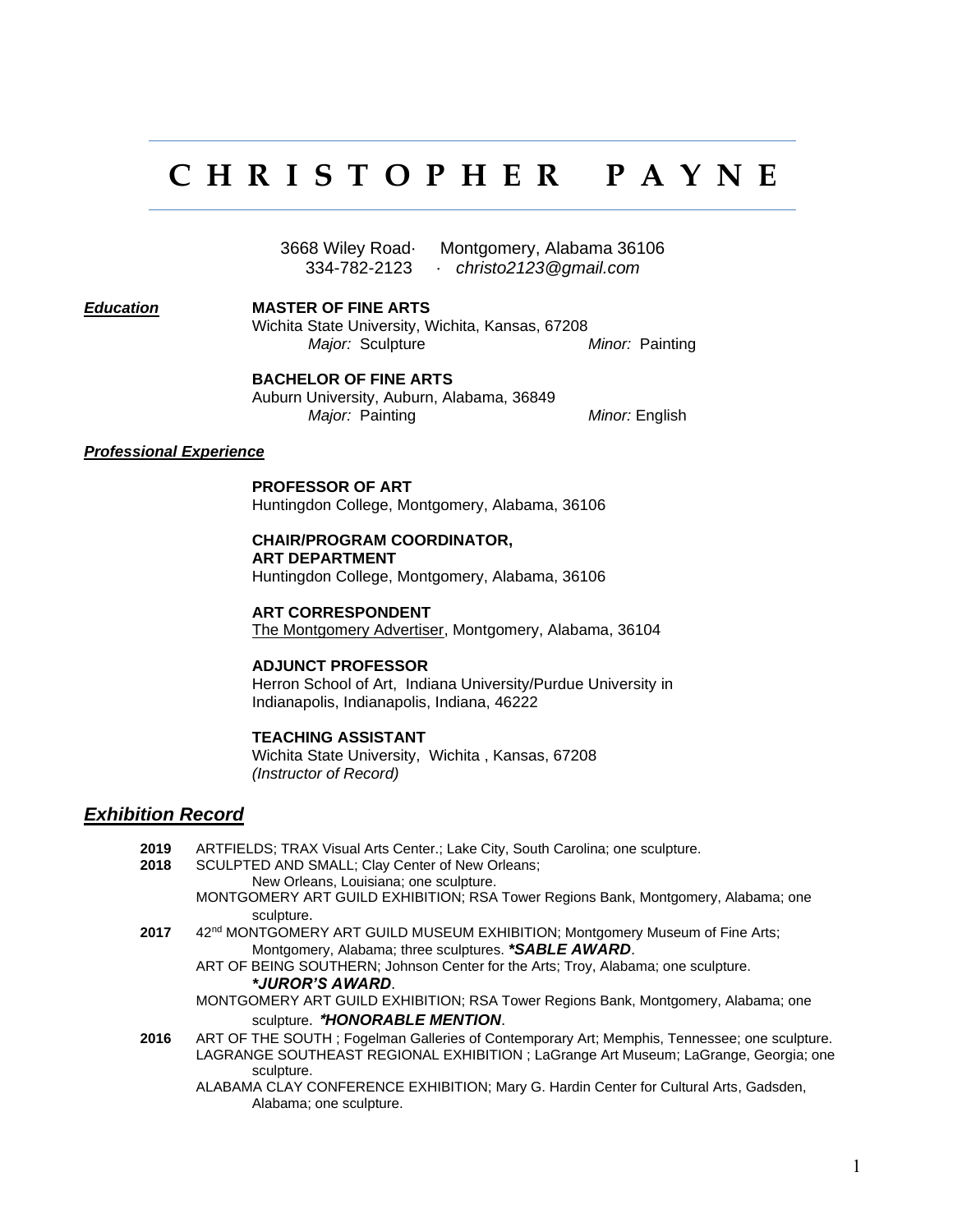# C H R I S T O P H E R   P A Y N E

3668 Wiley Road· Montgomery, Alabama 36106
334-782-2123 · *christo2123@gmail.com*

***Education***

**MASTER OF FINE ARTS**
Wichita State University, Wichita, Kansas, 67208
*Major:* Sculpture *Minor:* Painting

**BACHELOR OF FINE ARTS**
Auburn University, Auburn, Alabama, 36849
*Major:* Painting *Minor:* English

***Professional Experience***

**PROFESSOR OF ART**
Huntingdon College, Montgomery, Alabama, 36106

**CHAIR/PROGRAM COORDINATOR, ART DEPARTMENT**
Huntingdon College, Montgomery, Alabama, 36106

**ART CORRESPONDENT**
The Montgomery Advertiser, Montgomery, Alabama, 36104

**ADJUNCT PROFESSOR**
Herron School of Art, Indiana University/Purdue University in Indianapolis, Indianapolis, Indiana, 46222

**TEACHING ASSISTANT**
Wichita State University, Wichita , Kansas, 67208
*(Instructor of Record)*

## ***Exhibition Record***

**2019** ARTFIELDS; TRAX Visual Arts Center.; Lake City, South Carolina; one sculpture.

**2018** SCULPTED AND SMALL; Clay Center of New Orleans; New Orleans, Louisiana; one sculpture.
MONTGOMERY ART GUILD EXHIBITION; RSA Tower Regions Bank, Montgomery, Alabama; one sculpture.

**2017** 42nd MONTGOMERY ART GUILD MUSEUM EXHIBITION; Montgomery Museum of Fine Arts; Montgomery, Alabama; three sculptures. ***\*SABLE AWARD***.
ART OF BEING SOUTHERN; Johnson Center for the Arts; Troy, Alabama; one sculpture. ***\*JUROR'S AWARD***.
MONTGOMERY ART GUILD EXHIBITION; RSA Tower Regions Bank, Montgomery, Alabama; one sculpture. ***\*HONORABLE MENTION***.

**2016** ART OF THE SOUTH ; Fogelman Galleries of Contemporary Art; Memphis, Tennessee; one sculpture.
LAGRANGE SOUTHEAST REGIONAL EXHIBITION ; LaGrange Art Museum; LaGrange, Georgia; one sculpture.
ALABAMA CLAY CONFERENCE EXHIBITION; Mary G. Hardin Center for Cultural Arts, Gadsden, Alabama; one sculpture.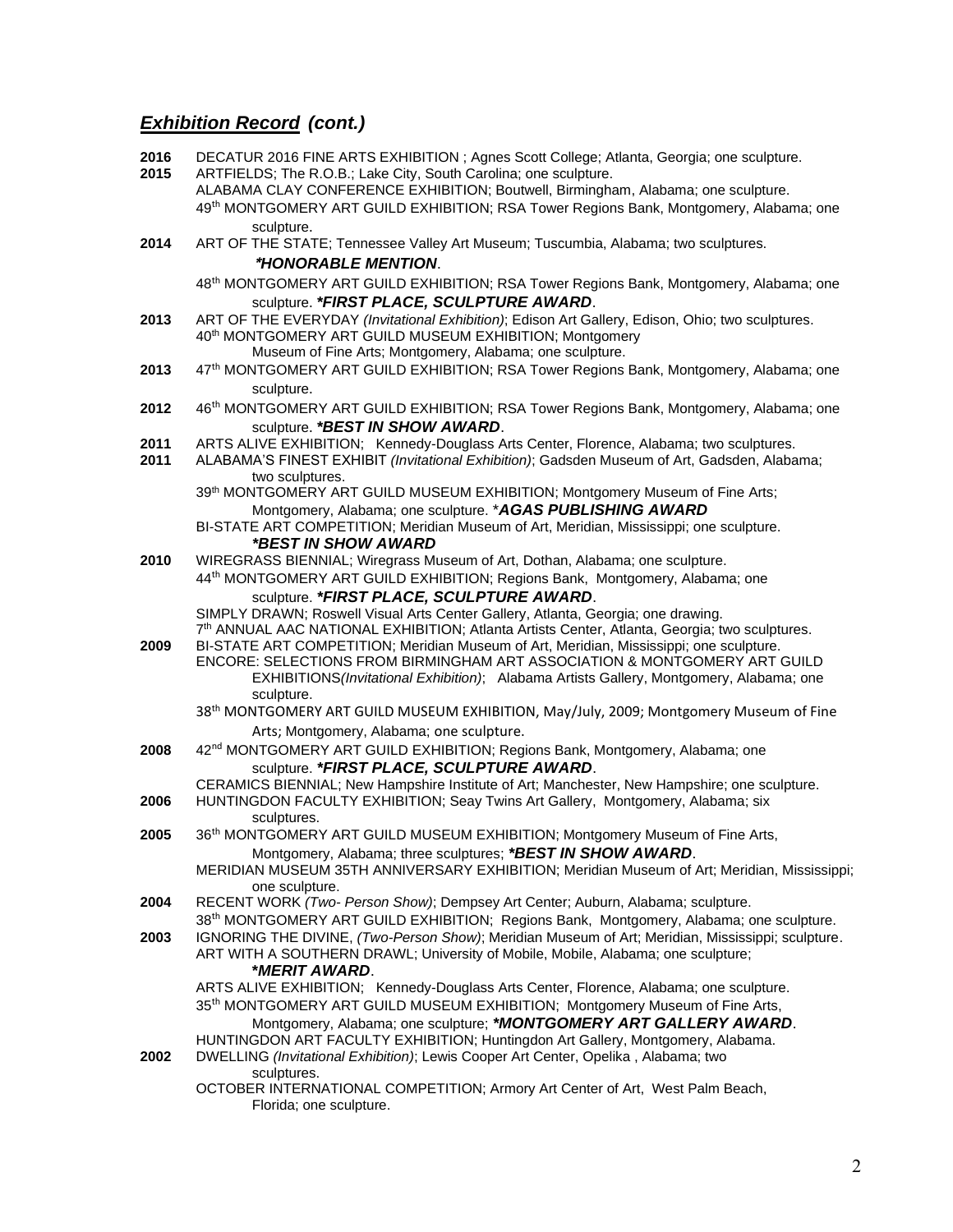## ***Exhibition Record** (cont.)*

**2016** DECATUR 2016 FINE ARTS EXHIBITION ; Agnes Scott College; Atlanta, Georgia; one sculpture.

**2015** ARTFIELDS; The R.O.B.; Lake City, South Carolina; one sculpture.
ALABAMA CLAY CONFERENCE EXHIBITION; Boutwell, Birmingham, Alabama; one sculpture.
49th MONTGOMERY ART GUILD EXHIBITION; RSA Tower Regions Bank, Montgomery, Alabama; one sculpture.

**2014** ART OF THE STATE; Tennessee Valley Art Museum; Tuscumbia, Alabama; two sculptures. ***\*HONORABLE MENTION***.
48th MONTGOMERY ART GUILD EXHIBITION; RSA Tower Regions Bank, Montgomery, Alabama; one sculpture. ***\*FIRST PLACE, SCULPTURE AWARD***.

**2013** ART OF THE EVERYDAY *(Invitational Exhibition)*; Edison Art Gallery, Edison, Ohio; two sculptures.
40th MONTGOMERY ART GUILD MUSEUM EXHIBITION; Montgomery Museum of Fine Arts; Montgomery, Alabama; one sculpture.

**2013** 47th MONTGOMERY ART GUILD EXHIBITION; RSA Tower Regions Bank, Montgomery, Alabama; one sculpture.

**2012** 46th MONTGOMERY ART GUILD EXHIBITION; RSA Tower Regions Bank, Montgomery, Alabama; one sculpture. ***\*BEST IN SHOW AWARD***.

**2011** ARTS ALIVE EXHIBITION; Kennedy-Douglass Arts Center, Florence, Alabama; two sculptures.

**2011** ALABAMA'S FINEST EXHIBIT *(Invitational Exhibition)*; Gadsden Museum of Art, Gadsden, Alabama; two sculptures.
39th MONTGOMERY ART GUILD MUSEUM EXHIBITION; Montgomery Museum of Fine Arts; Montgomery, Alabama; one sculpture. \****AGAS PUBLISHING AWARD***
BI-STATE ART COMPETITION; Meridian Museum of Art, Meridian, Mississippi; one sculpture. ***\*BEST IN SHOW AWARD***

**2010** WIREGRASS BIENNIAL; Wiregrass Museum of Art, Dothan, Alabama; one sculpture.
44th MONTGOMERY ART GUILD EXHIBITION; Regions Bank, Montgomery, Alabama; one sculpture. ***\*FIRST PLACE, SCULPTURE AWARD***.
SIMPLY DRAWN; Roswell Visual Arts Center Gallery, Atlanta, Georgia; one drawing.
7th ANNUAL AAC NATIONAL EXHIBITION; Atlanta Artists Center, Atlanta, Georgia; two sculptures.

**2009** BI-STATE ART COMPETITION; Meridian Museum of Art, Meridian, Mississippi; one sculpture.
ENCORE: SELECTIONS FROM BIRMINGHAM ART ASSOCIATION & MONTGOMERY ART GUILD EXHIBITIONS*(Invitational Exhibition)*; Alabama Artists Gallery, Montgomery, Alabama; one sculpture.
38th MONTGOMERY ART GUILD MUSEUM EXHIBITION, May/July, 2009; Montgomery Museum of Fine Arts; Montgomery, Alabama; one sculpture.

**2008** 42nd MONTGOMERY ART GUILD EXHIBITION; Regions Bank, Montgomery, Alabama; one sculpture. ***\*FIRST PLACE, SCULPTURE AWARD***.
CERAMICS BIENNIAL; New Hampshire Institute of Art; Manchester, New Hampshire; one sculpture.

**2006** HUNTINGDON FACULTY EXHIBITION; Seay Twins Art Gallery, Montgomery, Alabama; six sculptures.

**2005** 36th MONTGOMERY ART GUILD MUSEUM EXHIBITION; Montgomery Museum of Fine Arts, Montgomery, Alabama; three sculptures; ***\*BEST IN SHOW AWARD***.
MERIDIAN MUSEUM 35TH ANNIVERSARY EXHIBITION; Meridian Museum of Art; Meridian, Mississippi; one sculpture.

**2004** RECENT WORK *(Two- Person Show)*; Dempsey Art Center; Auburn, Alabama; sculpture.
38th MONTGOMERY ART GUILD EXHIBITION; Regions Bank, Montgomery, Alabama; one sculpture.

**2003** IGNORING THE DIVINE, *(Two-Person Show)*; Meridian Museum of Art; Meridian, Mississippi; sculpture.
ART WITH A SOUTHERN DRAWL; University of Mobile, Mobile, Alabama; one sculpture; ***\*MERIT AWARD***.
ARTS ALIVE EXHIBITION; Kennedy-Douglass Arts Center, Florence, Alabama; one sculpture.
35th MONTGOMERY ART GUILD MUSEUM EXHIBITION; Montgomery Museum of Fine Arts, Montgomery, Alabama; one sculpture; ***\*MONTGOMERY ART GALLERY AWARD***.
HUNTINGDON ART FACULTY EXHIBITION; Huntingdon Art Gallery, Montgomery, Alabama.

**2002** DWELLING *(Invitational Exhibition)*; Lewis Cooper Art Center, Opelika , Alabama; two sculptures.
OCTOBER INTERNATIONAL COMPETITION; Armory Art Center of Art, West Palm Beach, Florida; one sculpture.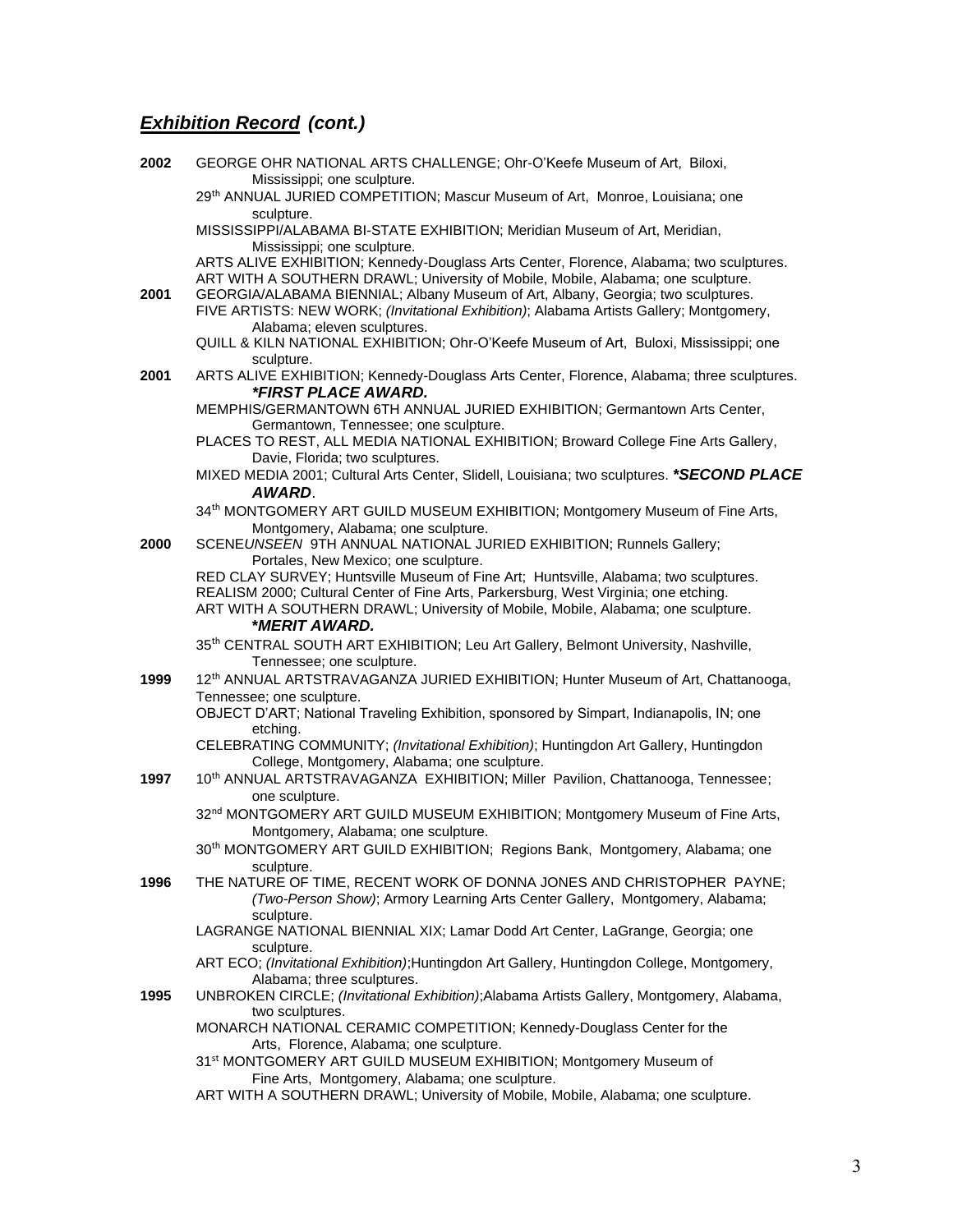## ***Exhibition Record (cont.)***

**2002** GEORGE OHR NATIONAL ARTS CHALLENGE; Ohr-O'Keefe Museum of Art, Biloxi, Mississippi; one sculpture.

29th ANNUAL JURIED COMPETITION; Mascur Museum of Art, Monroe, Louisiana; one sculpture.

MISSISSIPPI/ALABAMA BI-STATE EXHIBITION; Meridian Museum of Art, Meridian, Mississippi; one sculpture.

ARTS ALIVE EXHIBITION; Kennedy-Douglass Arts Center, Florence, Alabama; two sculptures.

ART WITH A SOUTHERN DRAWL; University of Mobile, Mobile, Alabama; one sculpture.

**2001** GEORGIA/ALABAMA BIENNIAL; Albany Museum of Art, Albany, Georgia; two sculptures.

FIVE ARTISTS: NEW WORK; *(Invitational Exhibition)*; Alabama Artists Gallery; Montgomery, Alabama; eleven sculptures.

QUILL & KILN NATIONAL EXHIBITION; Ohr-O'Keefe Museum of Art, Buloxi, Mississippi; one sculpture.

**2001** ARTS ALIVE EXHIBITION; Kennedy-Douglass Arts Center, Florence, Alabama; three sculptures. ***\*FIRST PLACE AWARD.***

MEMPHIS/GERMANTOWN 6TH ANNUAL JURIED EXHIBITION; Germantown Arts Center, Germantown, Tennessee; one sculpture.

PLACES TO REST, ALL MEDIA NATIONAL EXHIBITION; Broward College Fine Arts Gallery, Davie, Florida; two sculptures.

MIXED MEDIA 2001; Cultural Arts Center, Slidell, Louisiana; two sculptures. ***\*SECOND PLACE AWARD***.

34th MONTGOMERY ART GUILD MUSEUM EXHIBITION; Montgomery Museum of Fine Arts, Montgomery, Alabama; one sculpture.

**2000** SCENE*UNSEEN* 9TH ANNUAL NATIONAL JURIED EXHIBITION; Runnels Gallery; Portales, New Mexico; one sculpture.

RED CLAY SURVEY; Huntsville Museum of Fine Art; Huntsville, Alabama; two sculptures.

REALISM 2000; Cultural Center of Fine Arts, Parkersburg, West Virginia; one etching.

ART WITH A SOUTHERN DRAWL; University of Mobile, Mobile, Alabama; one sculpture. ***\*MERIT AWARD.***

35th CENTRAL SOUTH ART EXHIBITION; Leu Art Gallery, Belmont University, Nashville, Tennessee; one sculpture.

**1999** 12th ANNUAL ARTSTRAVAGANZA JURIED EXHIBITION; Hunter Museum of Art, Chattanooga, Tennessee; one sculpture.

OBJECT D'ART; National Traveling Exhibition, sponsored by Simpart, Indianapolis, IN; one etching.

CELEBRATING COMMUNITY; *(Invitational Exhibition)*; Huntingdon Art Gallery, Huntingdon College, Montgomery, Alabama; one sculpture.

**1997** 10th ANNUAL ARTSTRAVAGANZA EXHIBITION; Miller Pavilion, Chattanooga, Tennessee; one sculpture.

32nd MONTGOMERY ART GUILD MUSEUM EXHIBITION; Montgomery Museum of Fine Arts, Montgomery, Alabama; one sculpture.

30th MONTGOMERY ART GUILD EXHIBITION; Regions Bank, Montgomery, Alabama; one sculpture.

**1996** THE NATURE OF TIME, RECENT WORK OF DONNA JONES AND CHRISTOPHER PAYNE; *(Two-Person Show)*; Armory Learning Arts Center Gallery, Montgomery, Alabama; sculpture.

LAGRANGE NATIONAL BIENNIAL XIX; Lamar Dodd Art Center, LaGrange, Georgia; one sculpture.

ART ECO; *(Invitational Exhibition)*;Huntingdon Art Gallery, Huntingdon College, Montgomery, Alabama; three sculptures.

**1995** UNBROKEN CIRCLE; *(Invitational Exhibition)*;Alabama Artists Gallery, Montgomery, Alabama, two sculptures.

MONARCH NATIONAL CERAMIC COMPETITION; Kennedy-Douglass Center for the Arts, Florence, Alabama; one sculpture.

31st MONTGOMERY ART GUILD MUSEUM EXHIBITION; Montgomery Museum of Fine Arts, Montgomery, Alabama; one sculpture.

ART WITH A SOUTHERN DRAWL; University of Mobile, Mobile, Alabama; one sculpture.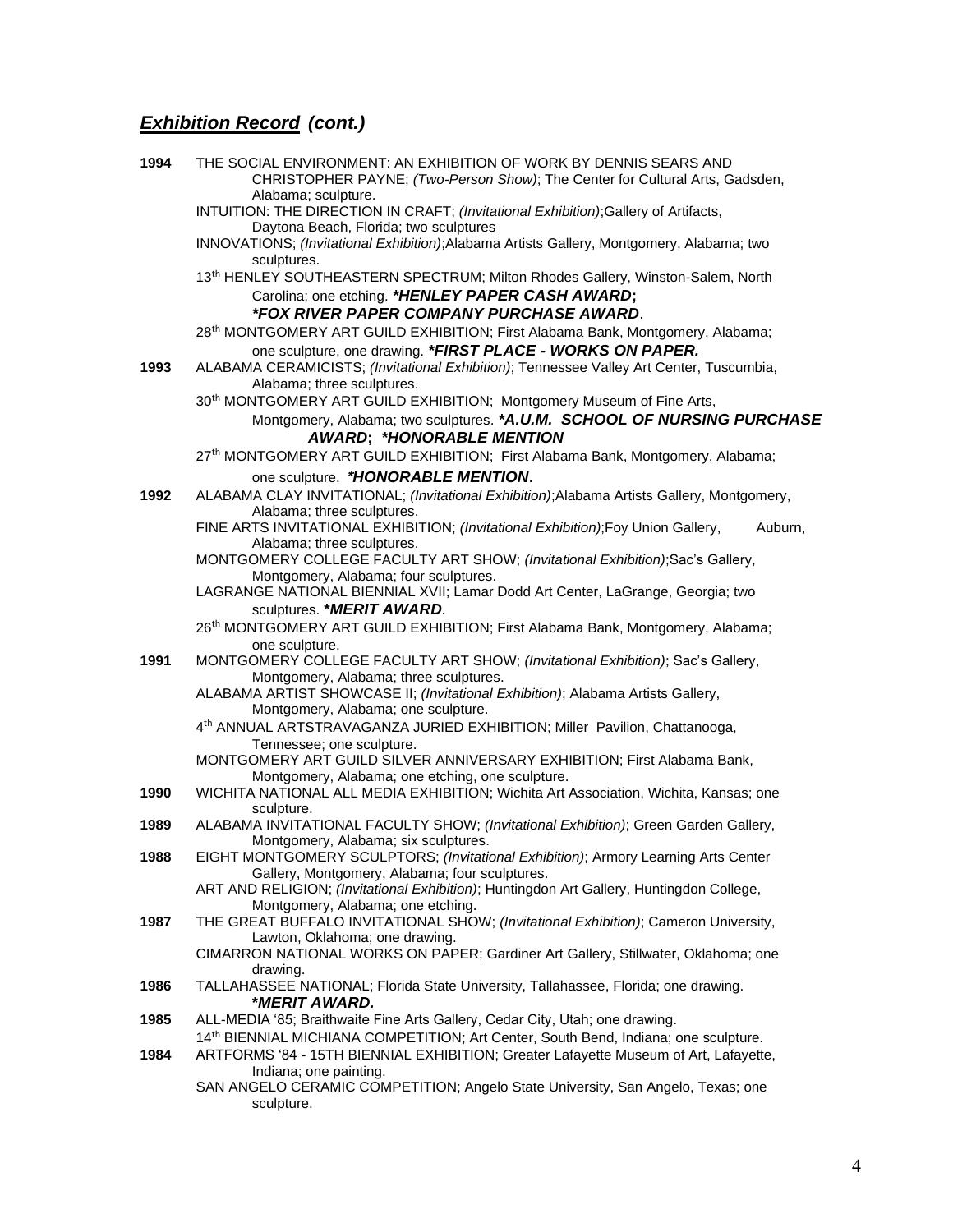## ***Exhibition Record (cont.)***

**1994** THE SOCIAL ENVIRONMENT: AN EXHIBITION OF WORK BY DENNIS SEARS AND CHRISTOPHER PAYNE; *(Two-Person Show)*; The Center for Cultural Arts, Gadsden, Alabama; sculpture.

INTUITION: THE DIRECTION IN CRAFT; *(Invitational Exhibition)*;Gallery of Artifacts, Daytona Beach, Florida; two sculptures

INNOVATIONS; *(Invitational Exhibition)*;Alabama Artists Gallery, Montgomery, Alabama; two sculptures.

13th HENLEY SOUTHEASTERN SPECTRUM; Milton Rhodes Gallery, Winston-Salem, North Carolina; one etching. ***\*HENLEY PAPER CASH AWARD; \*FOX RIVER PAPER COMPANY PURCHASE AWARD***.

28th MONTGOMERY ART GUILD EXHIBITION; First Alabama Bank, Montgomery, Alabama; one sculpture, one drawing. ***\*FIRST PLACE - WORKS ON PAPER.***

**1993** ALABAMA CERAMICISTS; *(Invitational Exhibition)*; Tennessee Valley Art Center, Tuscumbia, Alabama; three sculptures.

30th MONTGOMERY ART GUILD EXHIBITION; Montgomery Museum of Fine Arts, Montgomery, Alabama; two sculptures. ***\*A.U.M. SCHOOL OF NURSING PURCHASE AWARD; \*HONORABLE MENTION***

27th MONTGOMERY ART GUILD EXHIBITION; First Alabama Bank, Montgomery, Alabama; one sculpture. ***\*HONORABLE MENTION***.

**1992** ALABAMA CLAY INVITATIONAL; *(Invitational Exhibition)*;Alabama Artists Gallery, Montgomery, Alabama; three sculptures.

FINE ARTS INVITATIONAL EXHIBITION; *(Invitational Exhibition)*;Foy Union Gallery, Auburn, Alabama; three sculptures.

MONTGOMERY COLLEGE FACULTY ART SHOW; *(Invitational Exhibition)*;Sac's Gallery, Montgomery, Alabama; four sculptures.

LAGRANGE NATIONAL BIENNIAL XVII; Lamar Dodd Art Center, LaGrange, Georgia; two sculptures. ***\*MERIT AWARD***.

26th MONTGOMERY ART GUILD EXHIBITION; First Alabama Bank, Montgomery, Alabama; one sculpture.

**1991** MONTGOMERY COLLEGE FACULTY ART SHOW; *(Invitational Exhibition)*; Sac's Gallery, Montgomery, Alabama; three sculptures.

ALABAMA ARTIST SHOWCASE II; *(Invitational Exhibition)*; Alabama Artists Gallery, Montgomery, Alabama; one sculpture.

4th ANNUAL ARTSTRAVAGANZA JURIED EXHIBITION; Miller Pavilion, Chattanooga, Tennessee; one sculpture.

MONTGOMERY ART GUILD SILVER ANNIVERSARY EXHIBITION; First Alabama Bank, Montgomery, Alabama; one etching, one sculpture.

**1990** WICHITA NATIONAL ALL MEDIA EXHIBITION; Wichita Art Association, Wichita, Kansas; one sculpture.

**1989** ALABAMA INVITATIONAL FACULTY SHOW; *(Invitational Exhibition)*; Green Garden Gallery, Montgomery, Alabama; six sculptures.

**1988** EIGHT MONTGOMERY SCULPTORS; *(Invitational Exhibition)*; Armory Learning Arts Center Gallery, Montgomery, Alabama; four sculptures.

ART AND RELIGION; *(Invitational Exhibition)*; Huntingdon Art Gallery, Huntingdon College, Montgomery, Alabama; one etching.

**1987** THE GREAT BUFFALO INVITATIONAL SHOW; *(Invitational Exhibition)*; Cameron University, Lawton, Oklahoma; one drawing.

CIMARRON NATIONAL WORKS ON PAPER; Gardiner Art Gallery, Stillwater, Oklahoma; one drawing.

**1986** TALLAHASSEE NATIONAL; Florida State University, Tallahassee, Florida; one drawing. ***\*MERIT AWARD.***

**1985** ALL-MEDIA '85; Braithwaite Fine Arts Gallery, Cedar City, Utah; one drawing.

14th BIENNIAL MICHIANA COMPETITION; Art Center, South Bend, Indiana; one sculpture.

**1984** ARTFORMS '84 - 15TH BIENNIAL EXHIBITION; Greater Lafayette Museum of Art, Lafayette, Indiana; one painting.

SAN ANGELO CERAMIC COMPETITION; Angelo State University, San Angelo, Texas; one sculpture.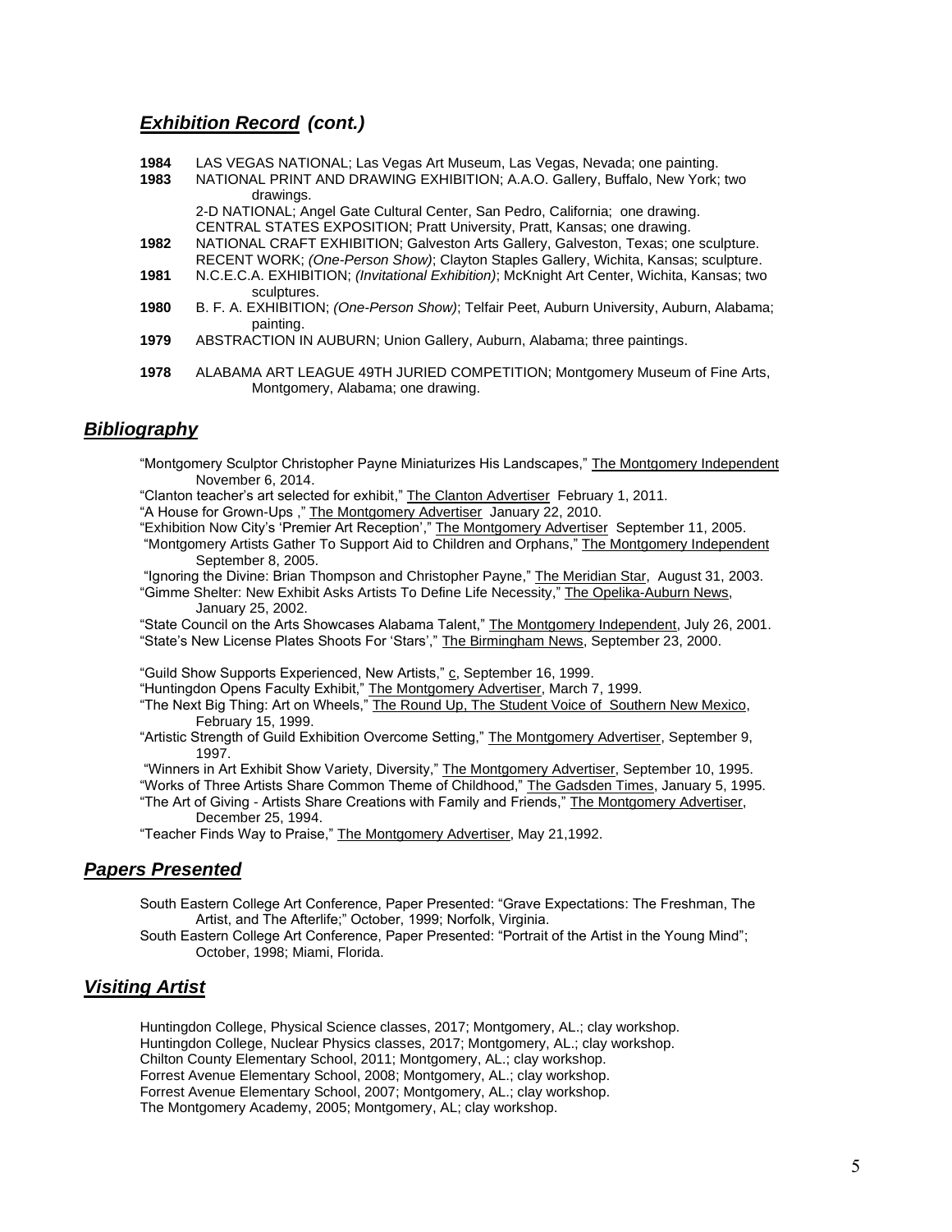## ***Exhibition Record (cont.)***

**1984** LAS VEGAS NATIONAL; Las Vegas Art Museum, Las Vegas, Nevada; one painting.

**1983** NATIONAL PRINT AND DRAWING EXHIBITION; A.A.O. Gallery, Buffalo, New York; two drawings.
2-D NATIONAL; Angel Gate Cultural Center, San Pedro, California; one drawing.
CENTRAL STATES EXPOSITION; Pratt University, Pratt, Kansas; one drawing.

**1982** NATIONAL CRAFT EXHIBITION; Galveston Arts Gallery, Galveston, Texas; one sculpture.
RECENT WORK; *(One-Person Show)*; Clayton Staples Gallery, Wichita, Kansas; sculpture.

**1981** N.C.E.C.A. EXHIBITION; *(Invitational Exhibition)*; McKnight Art Center, Wichita, Kansas; two sculptures.

**1980** B. F. A. EXHIBITION; *(One-Person Show)*; Telfair Peet, Auburn University, Auburn, Alabama; painting.

**1979** ABSTRACTION IN AUBURN; Union Gallery, Auburn, Alabama; three paintings.

**1978** ALABAMA ART LEAGUE 49TH JURIED COMPETITION; Montgomery Museum of Fine Arts, Montgomery, Alabama; one drawing.

## ***Bibliography***

"Montgomery Sculptor Christopher Payne Miniaturizes His Landscapes," The Montgomery Independent November 6, 2014.

"Clanton teacher's art selected for exhibit," The Clanton Advertiser February 1, 2011.

"A House for Grown-Ups ," The Montgomery Advertiser January 22, 2010.

"Exhibition Now City's 'Premier Art Reception'," The Montgomery Advertiser September 11, 2005.

"Montgomery Artists Gather To Support Aid to Children and Orphans," The Montgomery Independent September 8, 2005.

"Ignoring the Divine: Brian Thompson and Christopher Payne," The Meridian Star, August 31, 2003.

"Gimme Shelter: New Exhibit Asks Artists To Define Life Necessity," The Opelika-Auburn News, January 25, 2002.

"State Council on the Arts Showcases Alabama Talent," The Montgomery Independent, July 26, 2001.

"State's New License Plates Shoots For 'Stars'," The Birmingham News, September 23, 2000.

"Guild Show Supports Experienced, New Artists," c, September 16, 1999.

"Huntingdon Opens Faculty Exhibit," The Montgomery Advertiser, March 7, 1999.

"The Next Big Thing: Art on Wheels," The Round Up, The Student Voice of Southern New Mexico, February 15, 1999.

"Artistic Strength of Guild Exhibition Overcome Setting," The Montgomery Advertiser, September 9, 1997.

"Winners in Art Exhibit Show Variety, Diversity," The Montgomery Advertiser, September 10, 1995.

"Works of Three Artists Share Common Theme of Childhood," The Gadsden Times, January 5, 1995.

"The Art of Giving - Artists Share Creations with Family and Friends," The Montgomery Advertiser, December 25, 1994.

"Teacher Finds Way to Praise," The Montgomery Advertiser, May 21,1992.

## ***Papers Presented***

South Eastern College Art Conference, Paper Presented: "Grave Expectations: The Freshman, The Artist, and The Afterlife;" October, 1999; Norfolk, Virginia.

South Eastern College Art Conference, Paper Presented: "Portrait of the Artist in the Young Mind"; October, 1998; Miami, Florida.

## ***Visiting Artist***

Huntingdon College, Physical Science classes, 2017; Montgomery, AL.; clay workshop.
Huntingdon College, Nuclear Physics classes, 2017; Montgomery, AL.; clay workshop.
Chilton County Elementary School, 2011; Montgomery, AL.; clay workshop.
Forrest Avenue Elementary School, 2008; Montgomery, AL.; clay workshop.
Forrest Avenue Elementary School, 2007; Montgomery, AL.; clay workshop.
The Montgomery Academy, 2005; Montgomery, AL; clay workshop.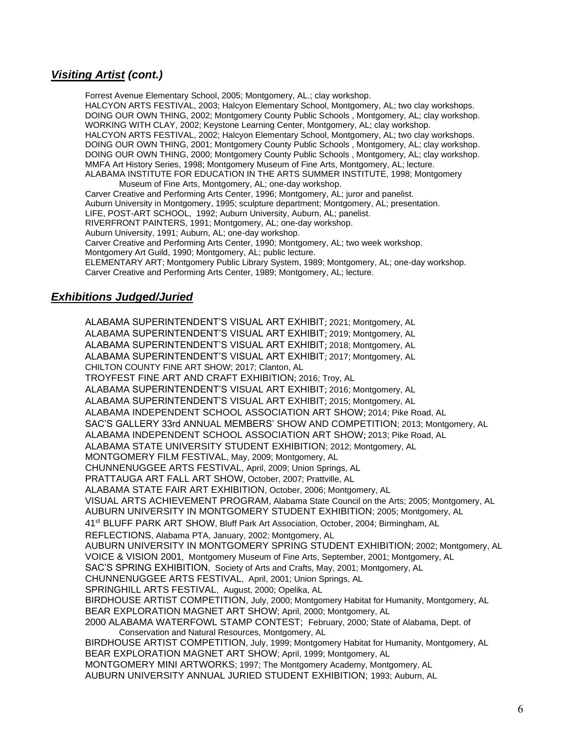## ***Visiting Artist* (cont.)**

Forrest Avenue Elementary School, 2005; Montgomery, AL.; clay workshop.
HALCYON ARTS FESTIVAL, 2003; Halcyon Elementary School, Montgomery, AL; two clay workshops.
DOING OUR OWN THING, 2002; Montgomery County Public Schools , Montgomery, AL; clay workshop.
WORKING WITH CLAY, 2002; Keystone Learning Center, Montgomery, AL; clay workshop.
HALCYON ARTS FESTIVAL, 2002; Halcyon Elementary School, Montgomery, AL; two clay workshops.
DOING OUR OWN THING, 2001; Montgomery County Public Schools , Montgomery, AL; clay workshop.
DOING OUR OWN THING, 2000; Montgomery County Public Schools , Montgomery, AL; clay workshop.
MMFA Art History Series, 1998; Montgomery Museum of Fine Arts, Montgomery, AL; lecture.
ALABAMA INSTITUTE FOR EDUCATION IN THE ARTS SUMMER INSTITUTE, 1998; Montgomery Museum of Fine Arts, Montgomery, AL; one-day workshop.
Carver Creative and Performing Arts Center, 1996; Montgomery, AL; juror and panelist.
Auburn University in Montgomery, 1995; sculpture department; Montgomery, AL; presentation.
LIFE, POST-ART SCHOOL, 1992; Auburn University, Auburn, AL; panelist.
RIVERFRONT PAINTERS, 1991; Montgomery, AL; one-day workshop.
Auburn University, 1991; Auburn, AL; one-day workshop.
Carver Creative and Performing Arts Center, 1990; Montgomery, AL; two week workshop.
Montgomery Art Guild, 1990; Montgomery, AL; public lecture.
ELEMENTARY ART; Montgomery Public Library System, 1989; Montgomery, AL; one-day workshop.
Carver Creative and Performing Arts Center, 1989; Montgomery, AL; lecture.

## ***Exhibitions Judged/Juried***

ALABAMA SUPERINTENDENT'S VISUAL ART EXHIBIT; 2021; Montgomery, AL
ALABAMA SUPERINTENDENT'S VISUAL ART EXHIBIT; 2019; Montgomery, AL
ALABAMA SUPERINTENDENT'S VISUAL ART EXHIBIT; 2018; Montgomery, AL
ALABAMA SUPERINTENDENT'S VISUAL ART EXHIBIT; 2017; Montgomery, AL
CHILTON COUNTY FINE ART SHOW; 2017; Clanton, AL
TROYFEST FINE ART AND CRAFT EXHIBITION; 2016; Troy, AL
ALABAMA SUPERINTENDENT'S VISUAL ART EXHIBIT; 2016; Montgomery, AL
ALABAMA SUPERINTENDENT'S VISUAL ART EXHIBIT; 2015; Montgomery, AL
ALABAMA INDEPENDENT SCHOOL ASSOCIATION ART SHOW; 2014; Pike Road, AL
SAC'S GALLERY 33rd ANNUAL MEMBERS' SHOW AND COMPETITION; 2013; Montgomery, AL
ALABAMA INDEPENDENT SCHOOL ASSOCIATION ART SHOW; 2013; Pike Road, AL
ALABAMA STATE UNIVERSITY STUDENT EXHIBITION; 2012; Montgomery, AL
MONTGOMERY FILM FESTIVAL, May, 2009; Montgomery, AL
CHUNNENUGGEE ARTS FESTIVAL, April, 2009; Union Springs, AL
PRATTAUGA ART FALL ART SHOW, October, 2007; Prattville, AL
ALABAMA STATE FAIR ART EXHIBITION, October, 2006; Montgomery, AL
VISUAL ARTS ACHIEVEMENT PROGRAM, Alabama State Council on the Arts; 2005; Montgomery, AL
AUBURN UNIVERSITY IN MONTGOMERY STUDENT EXHIBITION; 2005; Montgomery, AL
41st BLUFF PARK ART SHOW, Bluff Park Art Association, October, 2004; Birmingham, AL
REFLECTIONS, Alabama PTA, January, 2002; Montgomery, AL
AUBURN UNIVERSITY IN MONTGOMERY SPRING STUDENT EXHIBITION; 2002; Montgomery, AL
VOICE & VISION 2001, Montgomery Museum of Fine Arts, September, 2001; Montgomery, AL
SAC'S SPRING EXHIBITION, Society of Arts and Crafts, May, 2001; Montgomery, AL
CHUNNENUGGEE ARTS FESTIVAL, April, 2001; Union Springs, AL
SPRINGHILL ARTS FESTIVAL, August, 2000; Opelika, AL
BIRDHOUSE ARTIST COMPETITION, July, 2000; Montgomery Habitat for Humanity, Montgomery, AL
BEAR EXPLORATION MAGNET ART SHOW; April, 2000; Montgomery, AL
2000 ALABAMA WATERFOWL STAMP CONTEST; February, 2000; State of Alabama, Dept. of Conservation and Natural Resources, Montgomery, AL
BIRDHOUSE ARTIST COMPETITION, July, 1999; Montgomery Habitat for Humanity, Montgomery, AL
BEAR EXPLORATION MAGNET ART SHOW; April, 1999; Montgomery, AL
MONTGOMERY MINI ARTWORKS; 1997; The Montgomery Academy, Montgomery, AL
AUBURN UNIVERSITY ANNUAL JURIED STUDENT EXHIBITION; 1993; Auburn, AL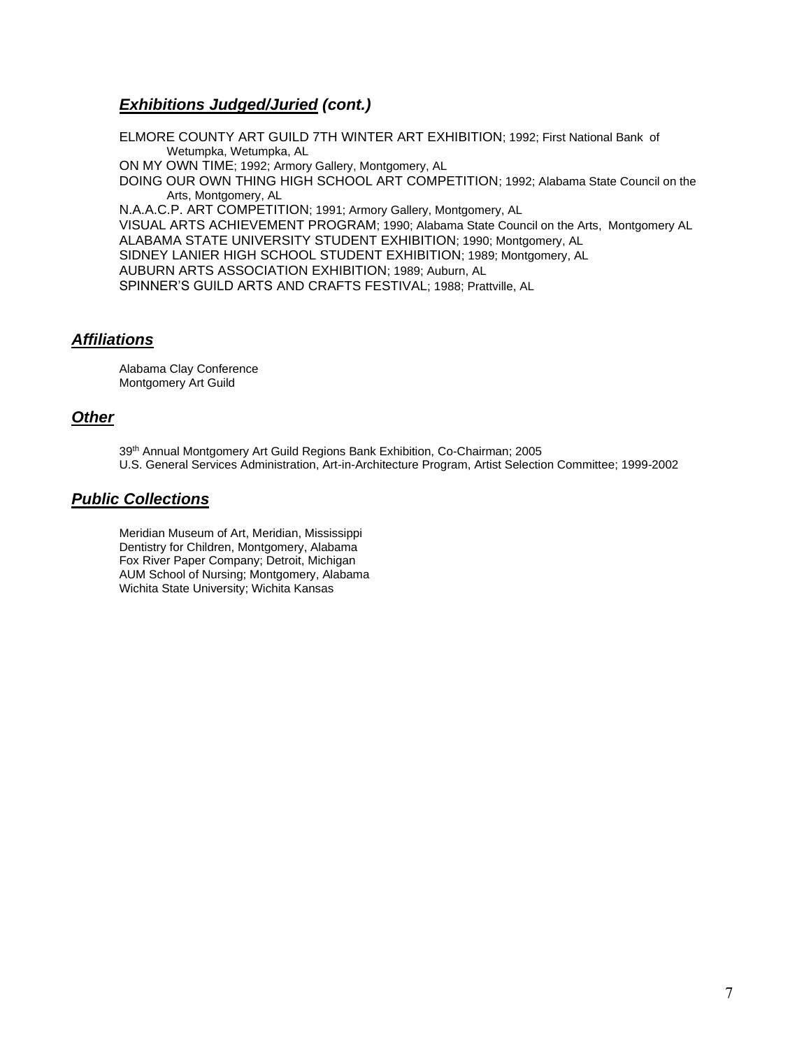## ***Exhibitions Judged/Juried*** *(cont.)*

ELMORE COUNTY ART GUILD 7TH WINTER ART EXHIBITION; 1992; First National Bank of Wetumpka, Wetumpka, AL
ON MY OWN TIME; 1992; Armory Gallery, Montgomery, AL
DOING OUR OWN THING HIGH SCHOOL ART COMPETITION; 1992; Alabama State Council on the Arts, Montgomery, AL
N.A.A.C.P. ART COMPETITION; 1991; Armory Gallery, Montgomery, AL
VISUAL ARTS ACHIEVEMENT PROGRAM; 1990; Alabama State Council on the Arts, Montgomery AL
ALABAMA STATE UNIVERSITY STUDENT EXHIBITION; 1990; Montgomery, AL
SIDNEY LANIER HIGH SCHOOL STUDENT EXHIBITION; 1989; Montgomery, AL
AUBURN ARTS ASSOCIATION EXHIBITION; 1989; Auburn, AL
SPINNER'S GUILD ARTS AND CRAFTS FESTIVAL; 1988; Prattville, AL

## ***Affiliations***

Alabama Clay Conference
Montgomery Art Guild

## ***Other***

39th Annual Montgomery Art Guild Regions Bank Exhibition, Co-Chairman; 2005
U.S. General Services Administration, Art-in-Architecture Program, Artist Selection Committee; 1999-2002

## ***Public Collections***

Meridian Museum of Art, Meridian, Mississippi
Dentistry for Children, Montgomery, Alabama
Fox River Paper Company; Detroit, Michigan
AUM School of Nursing; Montgomery, Alabama
Wichita State University; Wichita Kansas